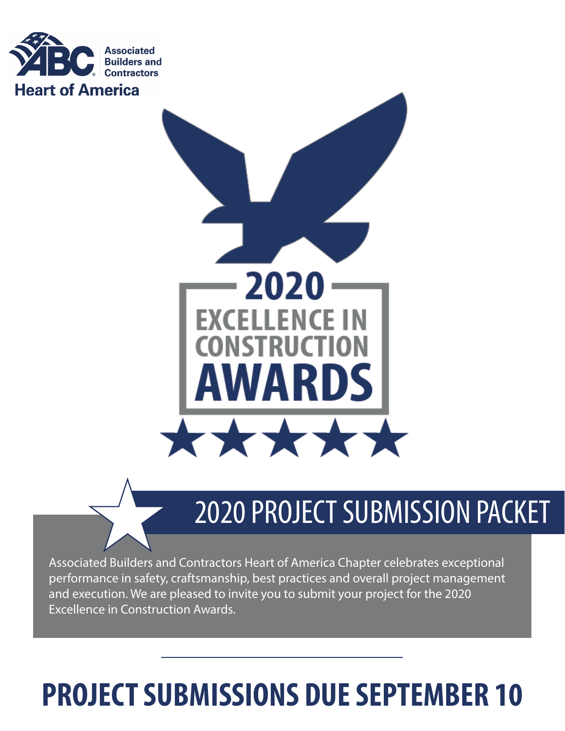Associated Builders and Contractors

Heart of America

# 2020 EXCELLENCE IN CONSTRUCTION AWARDS

## 2020 PROJECT SUBMISSION PACKET

Associated Builders and Contractors Heart of America Chapter celebrates exceptional performance in safety, craftsmanship, best practices and overall project management and execution. We are pleased to invite you to submit your project for the 2020 Excellence in Construction Awards.

# PROJECT SUBMISSIONS DUE SEPTEMBER 10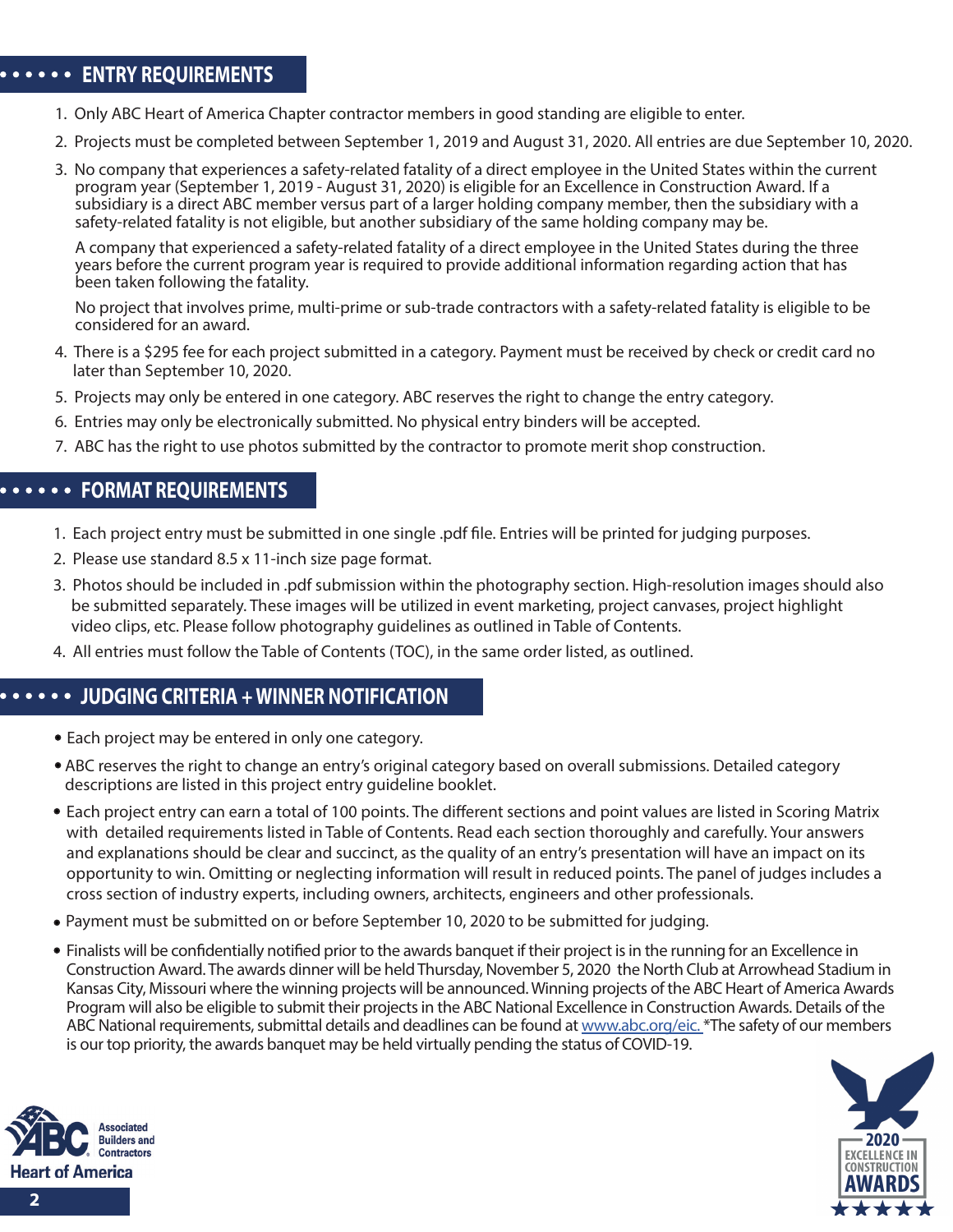## ENTRY REQUIREMENTS

1. Only ABC Heart of America Chapter contractor members in good standing are eligible to enter.
2. Projects must be completed between September 1, 2019 and August 31, 2020. All entries are due September 10, 2020.
3. No company that experiences a safety-related fatality of a direct employee in the United States within the current program year (September 1, 2019 - August 31, 2020) is eligible for an Excellence in Construction Award. If a subsidiary is a direct ABC member versus part of a larger holding company member, then the subsidiary with a safety-related fatality is not eligible, but another subsidiary of the same holding company may be.

   A company that experienced a safety-related fatality of a direct employee in the United States during the three years before the current program year is required to provide additional information regarding action that has been taken following the fatality.

   No project that involves prime, multi-prime or sub-trade contractors with a safety-related fatality is eligible to be considered for an award.
4. There is a $295 fee for each project submitted in a category. Payment must be received by check or credit card no later than September 10, 2020.
5. Projects may only be entered in one category. ABC reserves the right to change the entry category.
6. Entries may only be electronically submitted. No physical entry binders will be accepted.
7. ABC has the right to use photos submitted by the contractor to promote merit shop construction.

## FORMAT REQUIREMENTS

1. Each project entry must be submitted in one single .pdf file. Entries will be printed for judging purposes.
2. Please use standard 8.5 x 11-inch size page format.
3. Photos should be included in .pdf submission within the photography section. High-resolution images should also be submitted separately. These images will be utilized in event marketing, project canvases, project highlight video clips, etc. Please follow photography guidelines as outlined in Table of Contents.
4. All entries must follow the Table of Contents (TOC), in the same order listed, as outlined.

## JUDGING CRITERIA + WINNER NOTIFICATION

- Each project may be entered in only one category.
- ABC reserves the right to change an entry's original category based on overall submissions. Detailed category descriptions are listed in this project entry guideline booklet.
- Each project entry can earn a total of 100 points. The different sections and point values are listed in Scoring Matrix with detailed requirements listed in Table of Contents. Read each section thoroughly and carefully. Your answers and explanations should be clear and succinct, as the quality of an entry's presentation will have an impact on its opportunity to win. Omitting or neglecting information will result in reduced points. The panel of judges includes a cross section of industry experts, including owners, architects, engineers and other professionals.
- Payment must be submitted on or before September 10, 2020 to be submitted for judging.
- Finalists will be confidentially notified prior to the awards banquet if their project is in the running for an Excellence in Construction Award. The awards dinner will be held Thursday, November 5, 2020 the North Club at Arrowhead Stadium in Kansas City, Missouri where the winning projects will be announced. Winning projects of the ABC Heart of America Awards Program will also be eligible to submit their projects in the ABC National Excellence in Construction Awards. Details of the ABC National requirements, submittal details and deadlines can be found at www.abc.org/eic. *The safety of our members is our top priority, the awards banquet may be held virtually pending the status of COVID-19.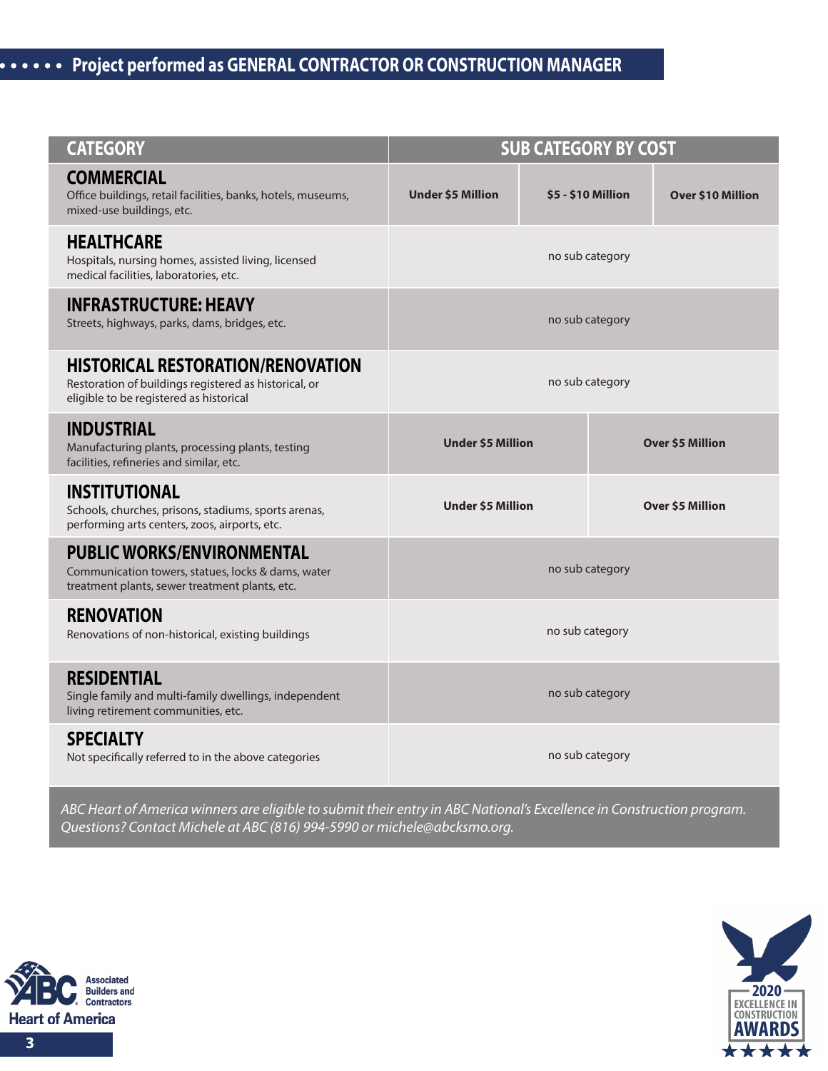## Project performed as GENERAL CONTRACTOR OR CONSTRUCTION MANAGER

| CATEGORY | SUB CATEGORY BY COST | | |
|---|---|---|---|
| **COMMERCIAL**<br>Office buildings, retail facilities, banks, hotels, museums, mixed-use buildings, etc. | **Under $5 Million** | **$5 - $10 Million** | **Over $10 Million** |
| **HEALTHCARE**<br>Hospitals, nursing homes, assisted living, licensed medical facilities, laboratories, etc. | no sub category | | |
| **INFRASTRUCTURE: HEAVY**<br>Streets, highways, parks, dams, bridges, etc. | no sub category | | |
| **HISTORICAL RESTORATION/RENOVATION**<br>Restoration of buildings registered as historical, or eligible to be registered as historical | no sub category | | |
| **INDUSTRIAL**<br>Manufacturing plants, processing plants, testing facilities, refineries and similar, etc. | **Under $5 Million** | **Over $5 Million** | |
| **INSTITUTIONAL**<br>Schools, churches, prisons, stadiums, sports arenas, performing arts centers, zoos, airports, etc. | **Under $5 Million** | **Over $5 Million** | |
| **PUBLIC WORKS/ENVIRONMENTAL**<br>Communication towers, statues, locks & dams, water treatment plants, sewer treatment plants, etc. | no sub category | | |
| **RENOVATION**<br>Renovations of non-historical, existing buildings | no sub category | | |
| **RESIDENTIAL**<br>Single family and multi-family dwellings, independent living retirement communities, etc. | no sub category | | |
| **SPECIALTY**<br>Not specifically referred to in the above categories | no sub category | | |

*ABC Heart of America winners are eligible to submit their entry in ABC National's Excellence in Construction program. Questions? Contact Michele at ABC (816) 994-5990 or michele@abcksmo.org.*

Associated Builders and Contractors Heart of America

2020 EXCELLENCE IN CONSTRUCTION AWARDS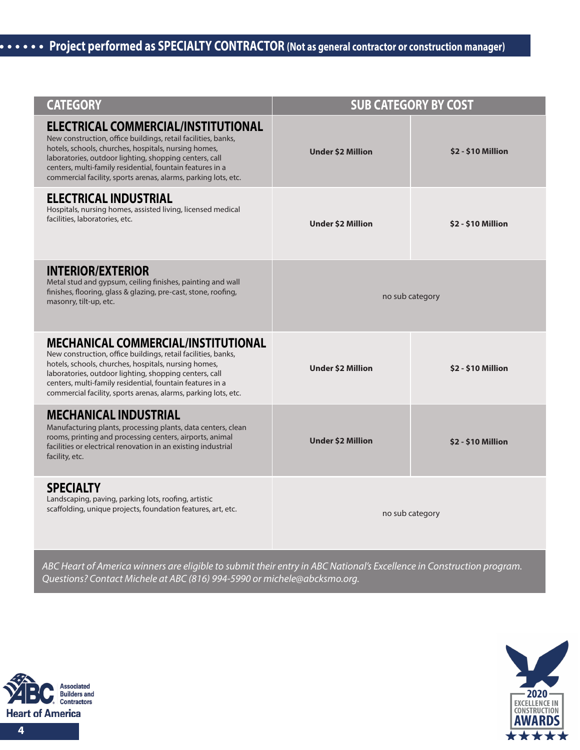## • • • • • Project performed as SPECIALTY CONTRACTOR (Not as general contractor or construction manager)

| CATEGORY | SUB CATEGORY BY COST | |
|---|---|---|
| **ELECTRICAL COMMERCIAL/INSTITUTIONAL**<br>New construction, office buildings, retail facilities, banks, hotels, schools, churches, hospitals, nursing homes, laboratories, outdoor lighting, shopping centers, call centers, multi-family residential, fountain features in a commercial facility, sports arenas, alarms, parking lots, etc. | **Under $2 Million** | **$2 - $10 Million** |
| **ELECTRICAL INDUSTRIAL**<br>Hospitals, nursing homes, assisted living, licensed medical facilities, laboratories, etc. | **Under $2 Million** | **$2 - $10 Million** |
| **INTERIOR/EXTERIOR**<br>Metal stud and gypsum, ceiling finishes, painting and wall finishes, flooring, glass & glazing, pre-cast, stone, roofing, masonry, tilt-up, etc. | no sub category | |
| **MECHANICAL COMMERCIAL/INSTITUTIONAL**<br>New construction, office buildings, retail facilities, banks, hotels, schools, churches, hospitals, nursing homes, laboratories, outdoor lighting, shopping centers, call centers, multi-family residential, fountain features in a commercial facility, sports arenas, alarms, parking lots, etc. | **Under $2 Million** | **$2 - $10 Million** |
| **MECHANICAL INDUSTRIAL**<br>Manufacturing plants, processing plants, data centers, clean rooms, printing and processing centers, airports, animal facilities or electrical renovation in an existing industrial facility, etc. | **Under $2 Million** | **$2 - $10 Million** |
| **SPECIALTY**<br>Landscaping, paving, parking lots, roofing, artistic scaffolding, unique projects, foundation features, art, etc. | no sub category | |

*ABC Heart of America winners are eligible to submit their entry in ABC National's Excellence in Construction program. Questions? Contact Michele at ABC (816) 994-5990 or michele@abcksmo.org.*

Associated Builders and Contractors Heart of America

2020 EXCELLENCE IN CONSTRUCTION AWARDS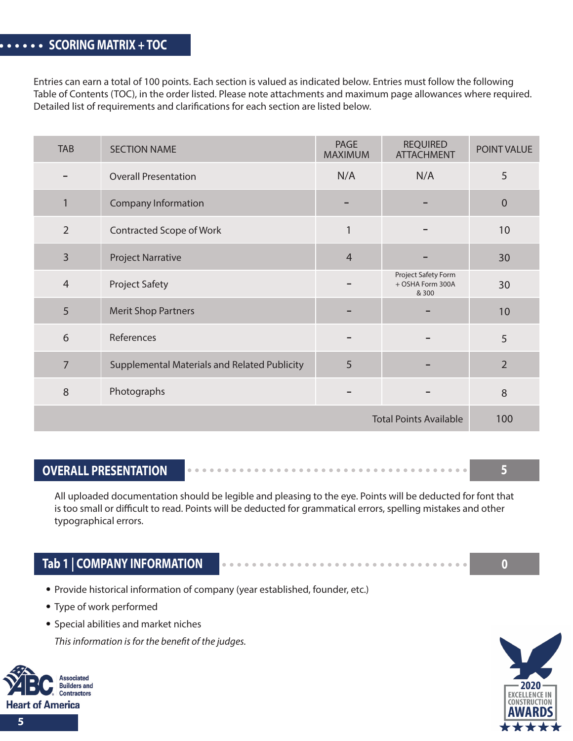## SCORING MATRIX + TOC

Entries can earn a total of 100 points. Each section is valued as indicated below. Entries must follow the following Table of Contents (TOC), in the order listed. Please note attachments and maximum page allowances where required. Detailed list of requirements and clarifications for each section are listed below.

| TAB | SECTION NAME | PAGE MAXIMUM | REQUIRED ATTACHMENT | POINT VALUE |
|---|---|---|---|---|
| - | Overall Presentation | N/A | N/A | 5 |
| 1 | Company Information | - | - | 0 |
| 2 | Contracted Scope of Work | 1 | - | 10 |
| 3 | Project Narrative | 4 | - | 30 |
| 4 | Project Safety | - | Project Safety Form + OSHA Form 300A & 300 | 30 |
| 5 | Merit Shop Partners | - | - | 10 |
| 6 | References | - | - | 5 |
| 7 | Supplemental Materials and Related Publicity | 5 | - | 2 |
| 8 | Photographs | - | - | 8 |
| | | | Total Points Available | 100 |

## OVERALL PRESENTATION — 5

All uploaded documentation should be legible and pleasing to the eye. Points will be deducted for font that is too small or difficult to read. Points will be deducted for grammatical errors, spelling mistakes and other typographical errors.

## Tab 1 | COMPANY INFORMATION — 0

- Provide historical information of company (year established, founder, etc.)
- Type of work performed
- Special abilities and market niches

*This information is for the benefit of the judges.*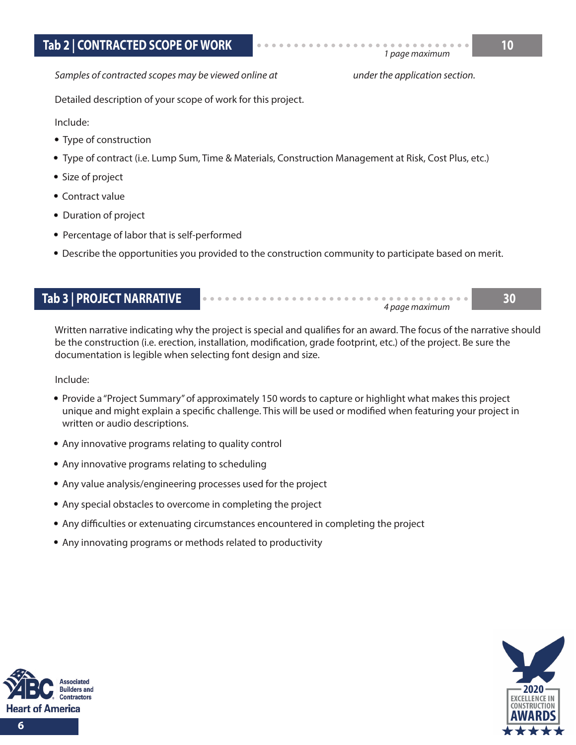## Tab 2 | CONTRACTED SCOPE OF WORK

**10**

*1 page maximum*

*Samples of contracted scopes may be viewed online at under the application section.*

Detailed description of your scope of work for this project.

Include:

- Type of construction
- Type of contract (i.e. Lump Sum, Time & Materials, Construction Management at Risk, Cost Plus, etc.)
- Size of project
- Contract value
- Duration of project
- Percentage of labor that is self-performed
- Describe the opportunities you provided to the construction community to participate based on merit.

## Tab 3 | PROJECT NARRATIVE

**30**

*4 page maximum*

Written narrative indicating why the project is special and qualifies for an award. The focus of the narrative should be the construction (i.e. erection, installation, modification, grade footprint, etc.) of the project. Be sure the documentation is legible when selecting font design and size.

Include:

- Provide a "Project Summary" of approximately 150 words to capture or highlight what makes this project unique and might explain a specific challenge. This will be used or modified when featuring your project in written or audio descriptions.
- Any innovative programs relating to quality control
- Any innovative programs relating to scheduling
- Any value analysis/engineering processes used for the project
- Any special obstacles to overcome in completing the project
- Any difficulties or extenuating circumstances encountered in completing the project
- Any innovating programs or methods related to productivity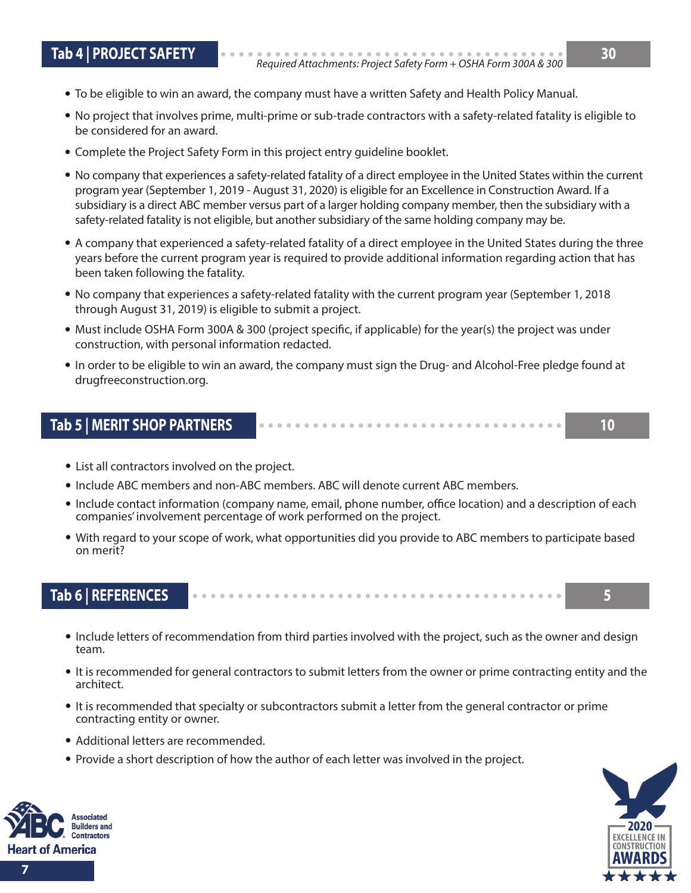## Tab 4 | PROJECT SAFETY — 30

*Required Attachments: Project Safety Form + OSHA Form 300A & 300*

- To be eligible to win an award, the company must have a written Safety and Health Policy Manual.
- No project that involves prime, multi-prime or sub-trade contractors with a safety-related fatality is eligible to be considered for an award.
- Complete the Project Safety Form in this project entry guideline booklet.
- No company that experiences a safety-related fatality of a direct employee in the United States within the current program year (September 1, 2019 - August 31, 2020) is eligible for an Excellence in Construction Award. If a subsidiary is a direct ABC member versus part of a larger holding company member, then the subsidiary with a safety-related fatality is not eligible, but another subsidiary of the same holding company may be.
- A company that experienced a safety-related fatality of a direct employee in the United States during the three years before the current program year is required to provide additional information regarding action that has been taken following the fatality.
- No company that experiences a safety-related fatality with the current program year (September 1, 2018 through August 31, 2019) is eligible to submit a project.
- Must include OSHA Form 300A & 300 (project specific, if applicable) for the year(s) the project was under construction, with personal information redacted.
- In order to be eligible to win an award, the company must sign the Drug- and Alcohol-Free pledge found at drugfreeconstruction.org.

## Tab 5 | MERIT SHOP PARTNERS — 10

- List all contractors involved on the project.
- Include ABC members and non-ABC members. ABC will denote current ABC members.
- Include contact information (company name, email, phone number, office location) and a description of each companies' involvement percentage of work performed on the project.
- With regard to your scope of work, what opportunities did you provide to ABC members to participate based on merit?

## Tab 6 | REFERENCES — 5

- Include letters of recommendation from third parties involved with the project, such as the owner and design team.
- It is recommended for general contractors to submit letters from the owner or prime contracting entity and the architect.
- It is recommended that specialty or subcontractors submit a letter from the general contractor or prime contracting entity or owner.
- Additional letters are recommended.
- Provide a short description of how the author of each letter was involved in the project.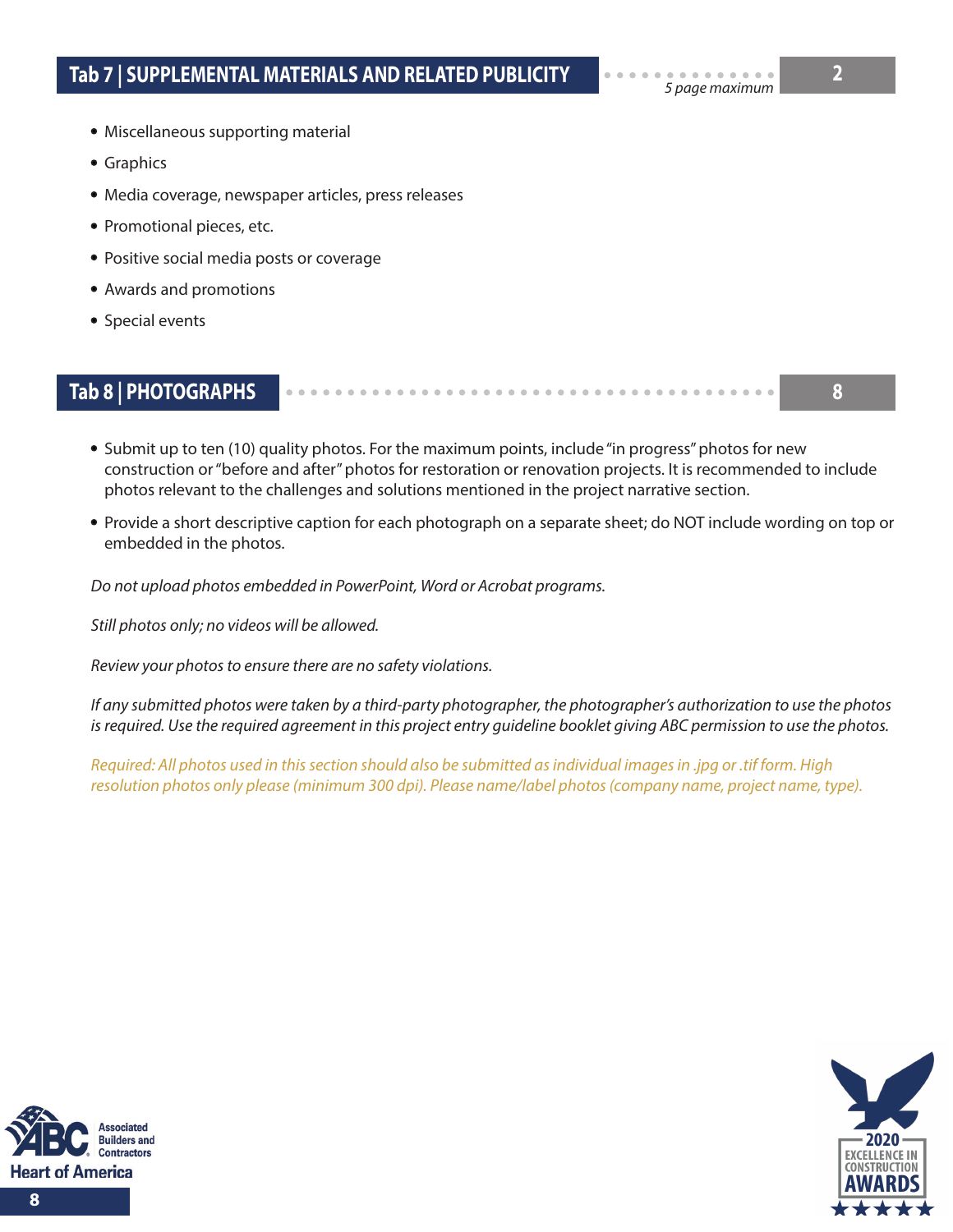## Tab 7 | SUPPLEMENTAL MATERIALS AND RELATED PUBLICITY

*5 page maximum* **2**

- Miscellaneous supporting material
- Graphics
- Media coverage, newspaper articles, press releases
- Promotional pieces, etc.
- Positive social media posts or coverage
- Awards and promotions
- Special events

## Tab 8 | PHOTOGRAPHS

**8**

- Submit up to ten (10) quality photos. For the maximum points, include "in progress" photos for new construction or "before and after" photos for restoration or renovation projects. It is recommended to include photos relevant to the challenges and solutions mentioned in the project narrative section.
- Provide a short descriptive caption for each photograph on a separate sheet; do NOT include wording on top or embedded in the photos.

*Do not upload photos embedded in PowerPoint, Word or Acrobat programs.*

*Still photos only; no videos will be allowed.*

*Review your photos to ensure there are no safety violations.*

*If any submitted photos were taken by a third-party photographer, the photographer's authorization to use the photos is required. Use the required agreement in this project entry guideline booklet giving ABC permission to use the photos.*

*Required: All photos used in this section should also be submitted as individual images in .jpg or .tif form. High resolution photos only please (minimum 300 dpi). Please name/label photos (company name, project name, type).*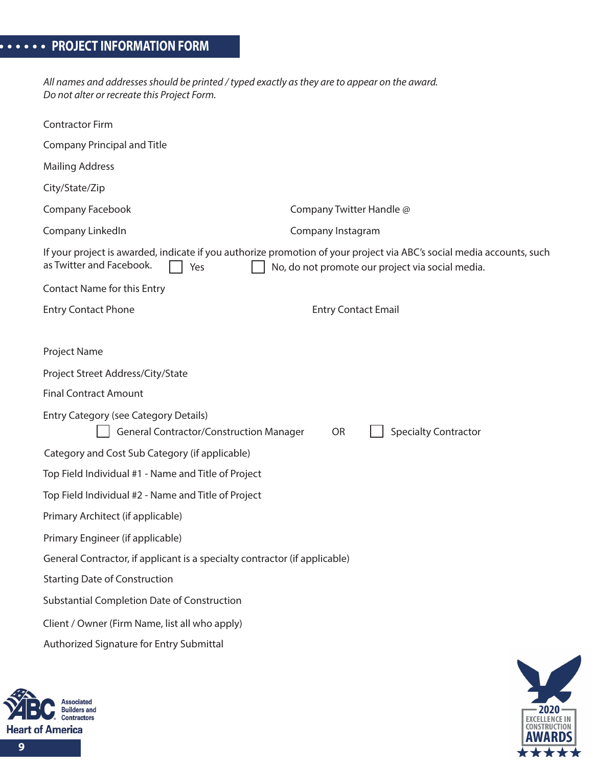## PROJECT INFORMATION FORM

*All names and addresses should be printed / typed exactly as they are to appear on the award.*
*Do not alter or recreate this Project Form.*

Contractor Firm

Company Principal and Title

Mailing Address

City/State/Zip

Company Facebook

Company Twitter Handle @

Company LinkedIn

Company Instagram

If your project is awarded, indicate if you authorize promotion of your project via ABC's social media accounts, such as Twitter and Facebook. ☐ Yes ☐ No, do not promote our project via social media.

Contact Name for this Entry

Entry Contact Phone

Entry Contact Email

Project Name

Project Street Address/City/State

Final Contract Amount

Entry Category (see Category Details)

☐ General Contractor/Construction Manager OR ☐ Specialty Contractor

Category and Cost Sub Category (if applicable)

Top Field Individual #1 - Name and Title of Project

Top Field Individual #2 - Name and Title of Project

Primary Architect (if applicable)

Primary Engineer (if applicable)

General Contractor, if applicant is a specialty contractor (if applicable)

Starting Date of Construction

Substantial Completion Date of Construction

Client / Owner (Firm Name, list all who apply)

Authorized Signature for Entry Submittal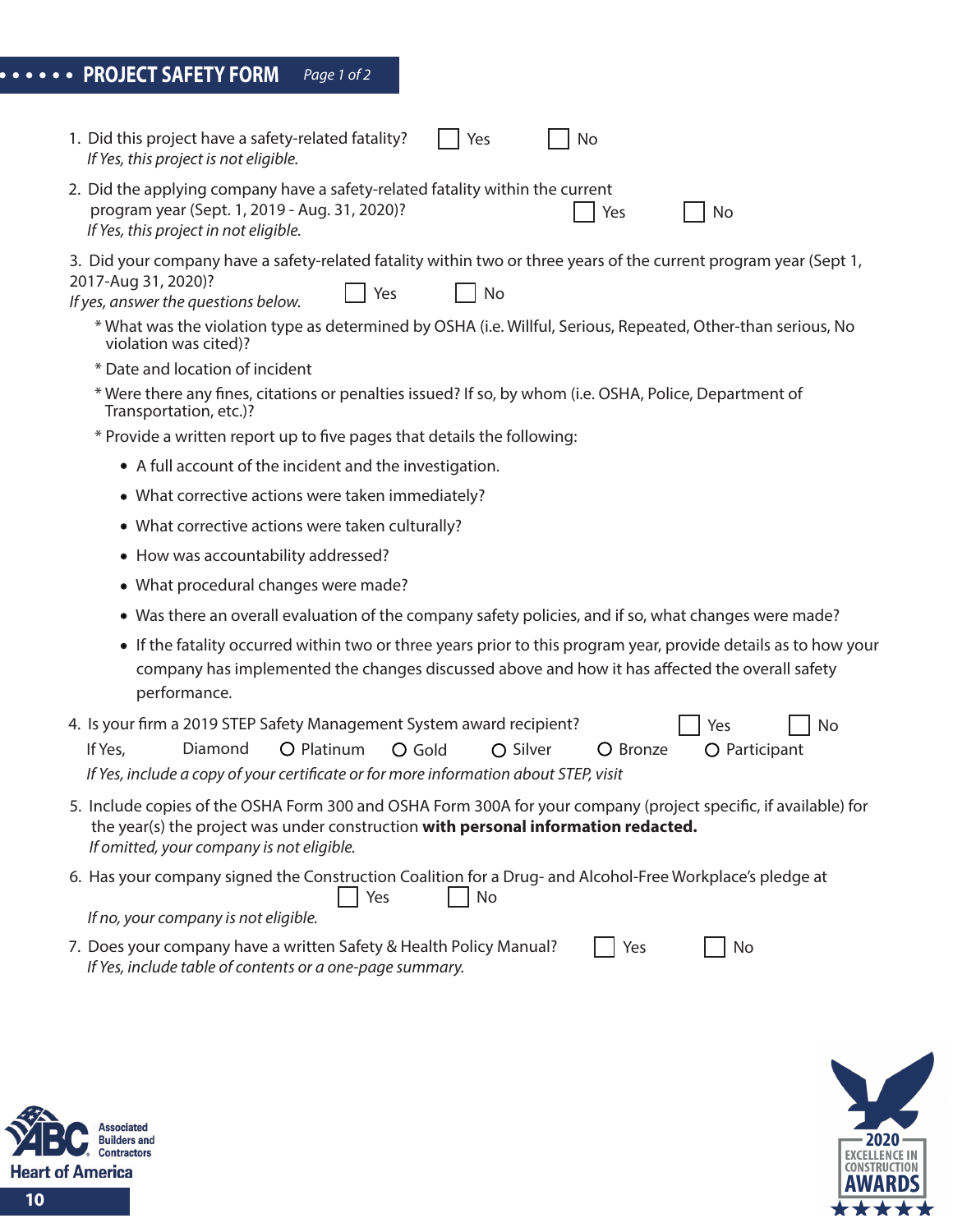## PROJECT SAFETY FORM *Page 1 of 2*

1. Did this project have a safety-related fatality? ☐ Yes ☐ No
   *If Yes, this project is not eligible.*

2. Did the applying company have a safety-related fatality within the current program year (Sept. 1, 2019 - Aug. 31, 2020)? ☐ Yes ☐ No
   *If Yes, this project in not eligible.*

3. Did your company have a safety-related fatality within two or three years of the current program year (Sept 1, 2017-Aug 31, 2020)? ☐ Yes ☐ No
   *If yes, answer the questions below.*

   * What was the violation type as determined by OSHA (i.e. Willful, Serious, Repeated, Other-than serious, No violation was cited)?
   * Date and location of incident
   * Were there any fines, citations or penalties issued? If so, by whom (i.e. OSHA, Police, Department of Transportation, etc.)?
   * Provide a written report up to five pages that details the following:
     - A full account of the incident and the investigation.
     - What corrective actions were taken immediately?
     - What corrective actions were taken culturally?
     - How was accountability addressed?
     - What procedural changes were made?
     - Was there an overall evaluation of the company safety policies, and if so, what changes were made?
     - If the fatality occurred within two or three years prior to this program year, provide details as to how your company has implemented the changes discussed above and how it has affected the overall safety performance.

4. Is your firm a 2019 STEP Safety Management System award recipient? ☐ Yes ☐ No
   If Yes, Diamond ○ Platinum ○ Gold ○ Silver ○ Bronze ○ Participant
   *If Yes, include a copy of your certificate or for more information about STEP, visit*

5. Include copies of the OSHA Form 300 and OSHA Form 300A for your company (project specific, if available) for the year(s) the project was under construction **with personal information redacted.**
   *If omitted, your company is not eligible.*

6. Has your company signed the Construction Coalition for a Drug- and Alcohol-Free Workplace's pledge at ☐ Yes ☐ No
   *If no, your company is not eligible.*

7. Does your company have a written Safety & Health Policy Manual? ☐ Yes ☐ No
   *If Yes, include table of contents or a one-page summary.*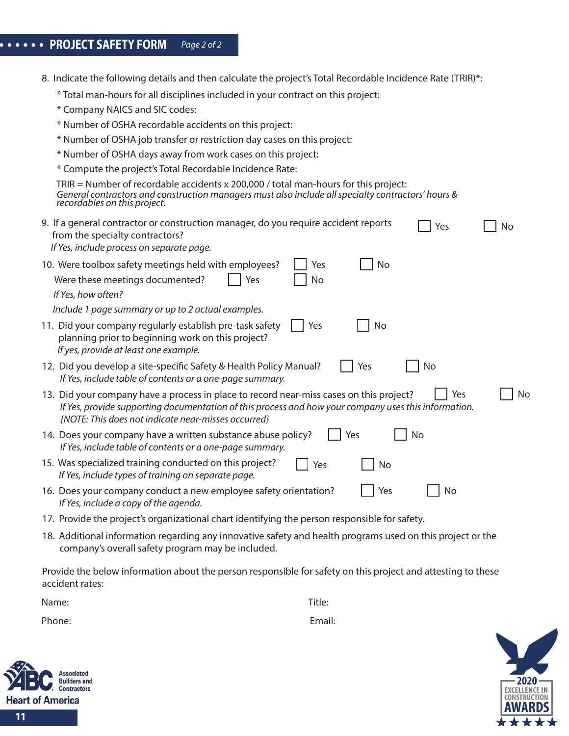## PROJECT SAFETY FORM *Page 2 of 2*

8. Indicate the following details and then calculate the project's Total Recordable Incidence Rate (TRIR)*:
   * Total man-hours for all disciplines included in your contract on this project:
   * Company NAICS and SIC codes:
   * Number of OSHA recordable accidents on this project:
   * Number of OSHA job transfer or restriction day cases on this project:
   * Number of OSHA days away from work cases on this project:
   * Compute the project's Total Recordable Incidence Rate:

   TRIR = Number of recordable accidents x 200,000 / total man-hours for this project:
   *General contractors and construction managers must also include all specialty contractors' hours & recordables on this project.*

9. If a general contractor or construction manager, do you require accident reports from the specialty contractors? ☐ Yes ☐ No
   *If Yes, include process on separate page.*

10. Were toolbox safety meetings held with employees? ☐ Yes ☐ No
    Were these meetings documented? ☐ Yes ☐ No
    *If Yes, how often?*
    *Include 1 page summary or up to 2 actual examples.*

11. Did your company regularly establish pre-task safety planning prior to beginning work on this project? ☐ Yes ☐ No
    *If yes, provide at least one example.*

12. Did you develop a site-specific Safety & Health Policy Manual? ☐ Yes ☐ No
    *If Yes, include table of contents or a one-page summary.*

13. Did your company have a process in place to record near-miss cases on this project? ☐ Yes ☐ No
    *If Yes, provide supporting documentation of this process and how your company uses this information.*
    *{NOTE: This does not indicate near-misses occurred}*

14. Does your company have a written substance abuse policy? ☐ Yes ☐ No
    *If Yes, include table of contents or a one-page summary.*

15. Was specialized training conducted on this project? ☐ Yes ☐ No
    *If Yes, include types of training on separate page.*

16. Does your company conduct a new employee safety orientation? ☐ Yes ☐ No
    *If Yes, include a copy of the agenda.*

17. Provide the project's organizational chart identifying the person responsible for safety.

18. Additional information regarding any innovative safety and health programs used on this project or the company's overall safety program may be included.

Provide the below information about the person responsible for safety on this project and attesting to these accident rates:

Name: Title:

Phone: Email: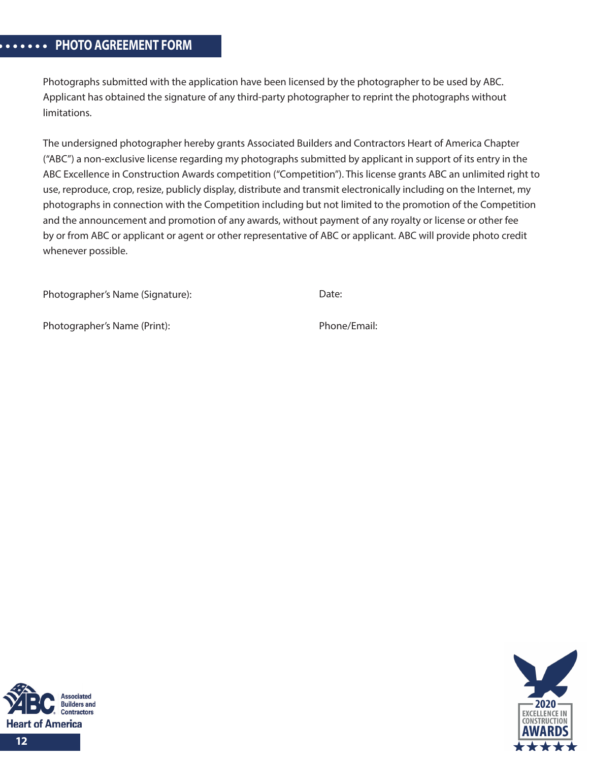## PHOTO AGREEMENT FORM

Photographs submitted with the application have been licensed by the photographer to be used by ABC. Applicant has obtained the signature of any third-party photographer to reprint the photographs without limitations.

The undersigned photographer hereby grants Associated Builders and Contractors Heart of America Chapter ("ABC") a non-exclusive license regarding my photographs submitted by applicant in support of its entry in the ABC Excellence in Construction Awards competition ("Competition"). This license grants ABC an unlimited right to use, reproduce, crop, resize, publicly display, distribute and transmit electronically including on the Internet, my photographs in connection with the Competition including but not limited to the promotion of the Competition and the announcement and promotion of any awards, without payment of any royalty or license or other fee by or from ABC or applicant or agent or other representative of ABC or applicant. ABC will provide photo credit whenever possible.

Photographer's Name (Signature):

Date:

Photographer's Name (Print):

Phone/Email: